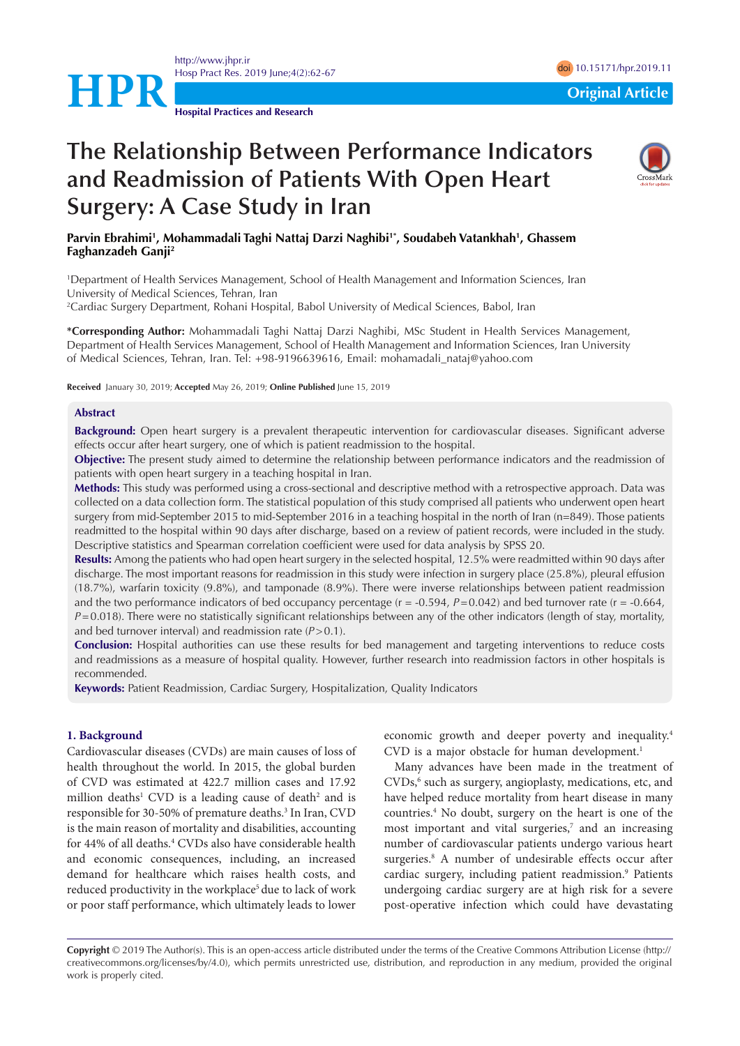Original Article

# The Relationship Between Performance Indicators and Readmission of Patients With Open Heart Surgery: A Case Study in Iran

**Parvin Ebrahimi[1], Mohammadali Taghi Nattaj Darzi Naghibi[1*], Soudabeh Vatankhah[1], Ghassem Faghanzadeh Ganji[2]**

[1]Department of Health Services Management, School of Health Management and Information Sciences, Iran University of Medical Sciences, Tehran, Iran
[2]Cardiac Surgery Department, Rohani Hospital, Babol University of Medical Sciences, Babol, Iran

**\*Corresponding Author:** Mohammadali Taghi Nattaj Darzi Naghibi, MSc Student in Health Services Management, Department of Health Services Management, School of Health Management and Information Sciences, Iran University of Medical Sciences, Tehran, Iran. Tel: +98-9196639616, Email: mohamadali_nataj@yahoo.com

**Received** January 30, 2019; **Accepted** May 26, 2019; **Online Published** June 15, 2019

## Abstract

**Background:** Open heart surgery is a prevalent therapeutic intervention for cardiovascular diseases. Significant adverse effects occur after heart surgery, one of which is patient readmission to the hospital.

**Objective:** The present study aimed to determine the relationship between performance indicators and the readmission of patients with open heart surgery in a teaching hospital in Iran.

**Methods:** This study was performed using a cross-sectional and descriptive method with a retrospective approach. Data was collected on a data collection form. The statistical population of this study comprised all patients who underwent open heart surgery from mid-September 2015 to mid-September 2016 in a teaching hospital in the north of Iran (n=849). Those patients readmitted to the hospital within 90 days after discharge, based on a review of patient records, were included in the study. Descriptive statistics and Spearman correlation coefficient were used for data analysis by SPSS 20.

**Results:** Among the patients who had open heart surgery in the selected hospital, 12.5% were readmitted within 90 days after discharge. The most important reasons for readmission in this study were infection in surgery place (25.8%), pleural effusion (18.7%), warfarin toxicity (9.8%), and tamponade (8.9%). There were inverse relationships between patient readmission and the two performance indicators of bed occupancy percentage (r = -0.594, *P*=0.042) and bed turnover rate (r = -0.664, *P*=0.018). There were no statistically significant relationships between any of the other indicators (length of stay, mortality, and bed turnover interval) and readmission rate (*P*>0.1).

**Conclusion:** Hospital authorities can use these results for bed management and targeting interventions to reduce costs and readmissions as a measure of hospital quality. However, further research into readmission factors in other hospitals is recommended.

**Keywords:** Patient Readmission, Cardiac Surgery, Hospitalization, Quality Indicators

## 1. Background

Cardiovascular diseases (CVDs) are main causes of loss of health throughout the world. In 2015, the global burden of CVD was estimated at 422.7 million cases and 17.92 million deaths[1] CVD is a leading cause of death[2] and is responsible for 30-50% of premature deaths.[3] In Iran, CVD is the main reason of mortality and disabilities, accounting for 44% of all deaths.[4] CVDs also have considerable health and economic consequences, including, an increased demand for healthcare which raises health costs, and reduced productivity in the workplace[5] due to lack of work or poor staff performance, which ultimately leads to lower economic growth and deeper poverty and inequality.[4] CVD is a major obstacle for human development.[1]

Many advances have been made in the treatment of CVDs,[6] such as surgery, angioplasty, medications, etc, and have helped reduce mortality from heart disease in many countries.[4] No doubt, surgery on the heart is one of the most important and vital surgeries,[7] and an increasing number of cardiovascular patients undergo various heart surgeries.[8] A number of undesirable effects occur after cardiac surgery, including patient readmission.[9] Patients undergoing cardiac surgery are at high risk for a severe post-operative infection which could have devastating

**Copyright** © 2019 The Author(s). This is an open-access article distributed under the terms of the Creative Commons Attribution License (http://creativecommons.org/licenses/by/4.0), which permits unrestricted use, distribution, and reproduction in any medium, provided the original work is properly cited.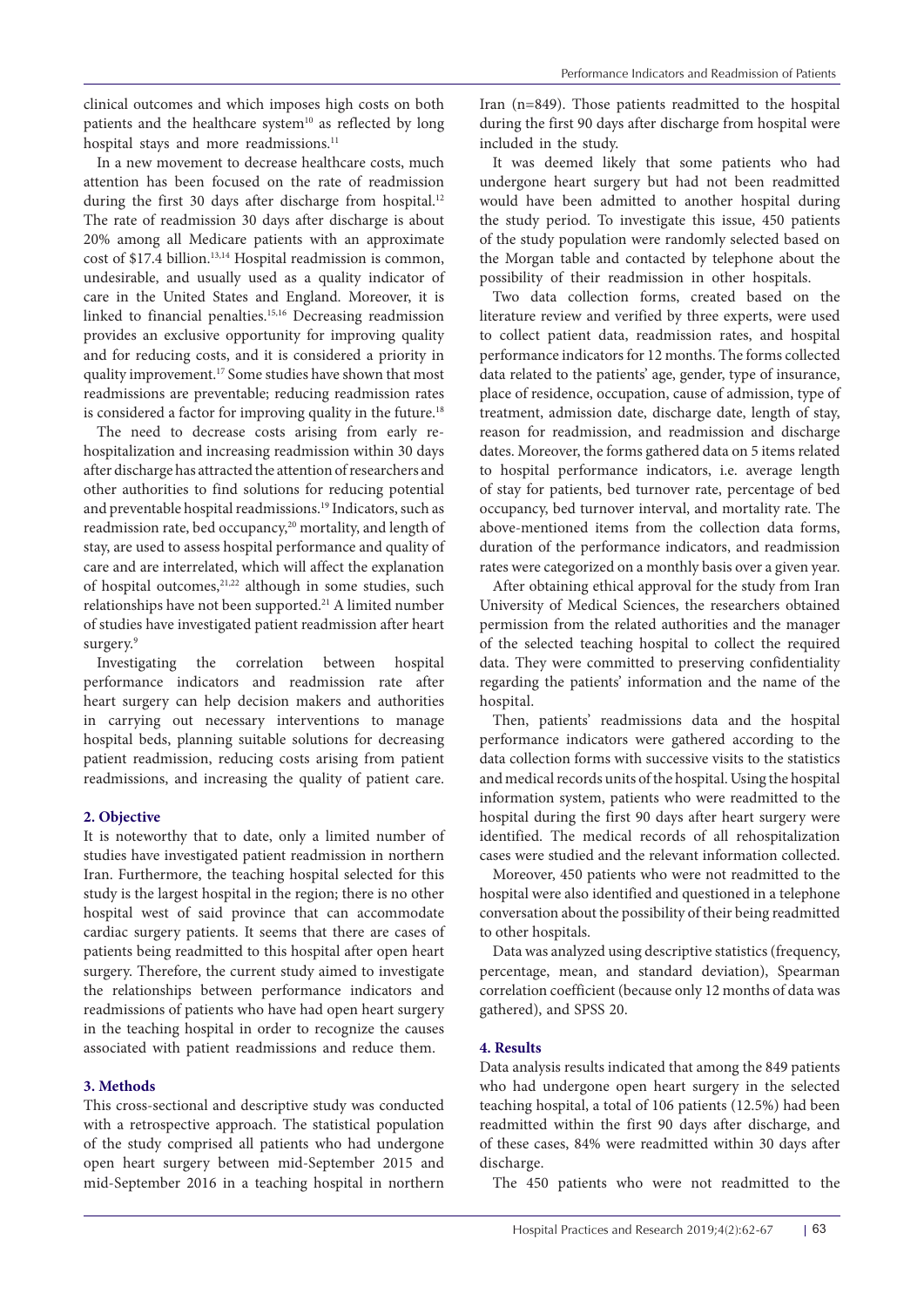clinical outcomes and which imposes high costs on both patients and the healthcare system[10] as reflected by long hospital stays and more readmissions.[11]

In a new movement to decrease healthcare costs, much attention has been focused on the rate of readmission during the first 30 days after discharge from hospital.[12] The rate of readmission 30 days after discharge is about 20% among all Medicare patients with an approximate cost of $17.4 billion.[13,14] Hospital readmission is common, undesirable, and usually used as a quality indicator of care in the United States and England. Moreover, it is linked to financial penalties.[15,16] Decreasing readmission provides an exclusive opportunity for improving quality and for reducing costs, and it is considered a priority in quality improvement.[17] Some studies have shown that most readmissions are preventable; reducing readmission rates is considered a factor for improving quality in the future.[18]

The need to decrease costs arising from early re-hospitalization and increasing readmission within 30 days after discharge has attracted the attention of researchers and other authorities to find solutions for reducing potential and preventable hospital readmissions.[19] Indicators, such as readmission rate, bed occupancy,[20] mortality, and length of stay, are used to assess hospital performance and quality of care and are interrelated, which will affect the explanation of hospital outcomes,[21,22] although in some studies, such relationships have not been supported.[21] A limited number of studies have investigated patient readmission after heart surgery.[9]

Investigating the correlation between hospital performance indicators and readmission rate after heart surgery can help decision makers and authorities in carrying out necessary interventions to manage hospital beds, planning suitable solutions for decreasing patient readmission, reducing costs arising from patient readmissions, and increasing the quality of patient care.

## 2. Objective

It is noteworthy that to date, only a limited number of studies have investigated patient readmission in northern Iran. Furthermore, the teaching hospital selected for this study is the largest hospital in the region; there is no other hospital west of said province that can accommodate cardiac surgery patients. It seems that there are cases of patients being readmitted to this hospital after open heart surgery. Therefore, the current study aimed to investigate the relationships between performance indicators and readmissions of patients who have had open heart surgery in the teaching hospital in order to recognize the causes associated with patient readmissions and reduce them.

## 3. Methods

This cross-sectional and descriptive study was conducted with a retrospective approach. The statistical population of the study comprised all patients who had undergone open heart surgery between mid-September 2015 and mid-September 2016 in a teaching hospital in northern Iran (n=849). Those patients readmitted to the hospital during the first 90 days after discharge from hospital were included in the study.

It was deemed likely that some patients who had undergone heart surgery but had not been readmitted would have been admitted to another hospital during the study period. To investigate this issue, 450 patients of the study population were randomly selected based on the Morgan table and contacted by telephone about the possibility of their readmission in other hospitals.

Two data collection forms, created based on the literature review and verified by three experts, were used to collect patient data, readmission rates, and hospital performance indicators for 12 months. The forms collected data related to the patients' age, gender, type of insurance, place of residence, occupation, cause of admission, type of treatment, admission date, discharge date, length of stay, reason for readmission, and readmission and discharge dates. Moreover, the forms gathered data on 5 items related to hospital performance indicators, i.e. average length of stay for patients, bed turnover rate, percentage of bed occupancy, bed turnover interval, and mortality rate. The above-mentioned items from the collection data forms, duration of the performance indicators, and readmission rates were categorized on a monthly basis over a given year.

After obtaining ethical approval for the study from Iran University of Medical Sciences, the researchers obtained permission from the related authorities and the manager of the selected teaching hospital to collect the required data. They were committed to preserving confidentiality regarding the patients' information and the name of the hospital.

Then, patients' readmissions data and the hospital performance indicators were gathered according to the data collection forms with successive visits to the statistics and medical records units of the hospital. Using the hospital information system, patients who were readmitted to the hospital during the first 90 days after heart surgery were identified. The medical records of all rehospitalization cases were studied and the relevant information collected.

Moreover, 450 patients who were not readmitted to the hospital were also identified and questioned in a telephone conversation about the possibility of their being readmitted to other hospitals.

Data was analyzed using descriptive statistics (frequency, percentage, mean, and standard deviation), Spearman correlation coefficient (because only 12 months of data was gathered), and SPSS 20.

## 4. Results

Data analysis results indicated that among the 849 patients who had undergone open heart surgery in the selected teaching hospital, a total of 106 patients (12.5%) had been readmitted within the first 90 days after discharge, and of these cases, 84% were readmitted within 30 days after discharge.

The 450 patients who were not readmitted to the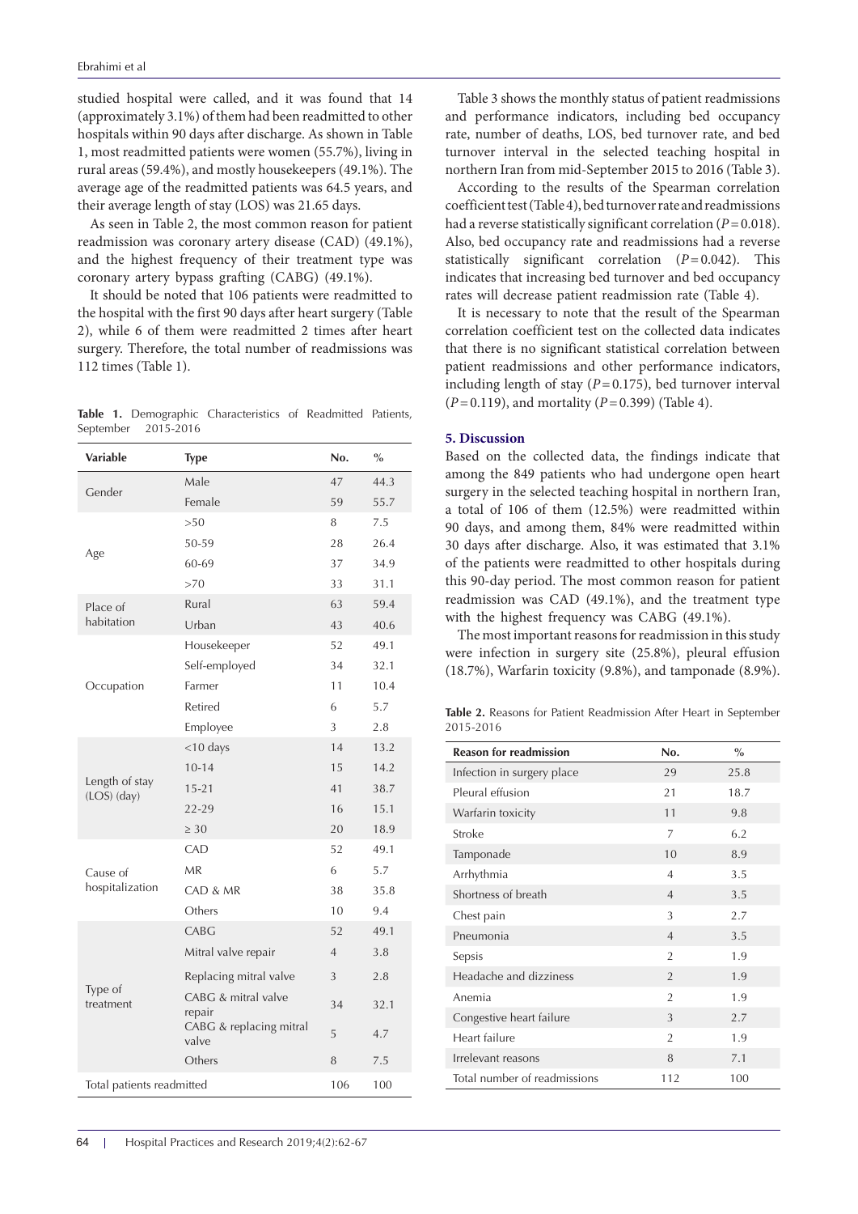studied hospital were called, and it was found that 14 (approximately 3.1%) of them had been readmitted to other hospitals within 90 days after discharge. As shown in Table 1, most readmitted patients were women (55.7%), living in rural areas (59.4%), and mostly housekeepers (49.1%). The average age of the readmitted patients was 64.5 years, and their average length of stay (LOS) was 21.65 days.

As seen in Table 2, the most common reason for patient readmission was coronary artery disease (CAD) (49.1%), and the highest frequency of their treatment type was coronary artery bypass grafting (CABG) (49.1%).

It should be noted that 106 patients were readmitted to the hospital with the first 90 days after heart surgery (Table 2), while 6 of them were readmitted 2 times after heart surgery. Therefore, the total number of readmissions was 112 times (Table 1).

**Table 1.** Demographic Characteristics of Readmitted Patients, September 2015-2016

| Variable | Type | No. | % |
|---|---|---|---|
| Gender | Male | 47 | 44.3 |
| | Female | 59 | 55.7 |
| Age | >50 | 8 | 7.5 |
| | 50-59 | 28 | 26.4 |
| | 60-69 | 37 | 34.9 |
| | >70 | 33 | 31.1 |
| Place of habitation | Rural | 63 | 59.4 |
| | Urban | 43 | 40.6 |
| Occupation | Housekeeper | 52 | 49.1 |
| | Self-employed | 34 | 32.1 |
| | Farmer | 11 | 10.4 |
| | Retired | 6 | 5.7 |
| | Employee | 3 | 2.8 |
| Length of stay (LOS) (day) | <10 days | 14 | 13.2 |
| | 10-14 | 15 | 14.2 |
| | 15-21 | 41 | 38.7 |
| | 22-29 | 16 | 15.1 |
| | ≥ 30 | 20 | 18.9 |
| Cause of hospitalization | CAD | 52 | 49.1 |
| | MR | 6 | 5.7 |
| | CAD & MR | 38 | 35.8 |
| | Others | 10 | 9.4 |
| Type of treatment | CABG | 52 | 49.1 |
| | Mitral valve repair | 4 | 3.8 |
| | Replacing mitral valve | 3 | 2.8 |
| | CABG & mitral valve repair | 34 | 32.1 |
| | CABG & replacing mitral valve | 5 | 4.7 |
| | Others | 8 | 7.5 |
| Total patients readmitted | | 106 | 100 |

Table 3 shows the monthly status of patient readmissions and performance indicators, including bed occupancy rate, number of deaths, LOS, bed turnover rate, and bed turnover interval in the selected teaching hospital in northern Iran from mid-September 2015 to 2016 (Table 3).

According to the results of the Spearman correlation coefficient test (Table 4), bed turnover rate and readmissions had a reverse statistically significant correlation ($P = 0.018$). Also, bed occupancy rate and readmissions had a reverse statistically significant correlation ($P = 0.042$). This indicates that increasing bed turnover and bed occupancy rates will decrease patient readmission rate (Table 4).

It is necessary to note that the result of the Spearman correlation coefficient test on the collected data indicates that there is no significant statistical correlation between patient readmissions and other performance indicators, including length of stay ($P = 0.175$), bed turnover interval ($P = 0.119$), and mortality ($P = 0.399$) (Table 4).

## 5. Discussion

Based on the collected data, the findings indicate that among the 849 patients who had undergone open heart surgery in the selected teaching hospital in northern Iran, a total of 106 of them (12.5%) were readmitted within 90 days, and among them, 84% were readmitted within 30 days after discharge. Also, it was estimated that 3.1% of the patients were readmitted to other hospitals during this 90-day period. The most common reason for patient readmission was CAD (49.1%), and the treatment type with the highest frequency was CABG (49.1%).

The most important reasons for readmission in this study were infection in surgery site (25.8%), pleural effusion (18.7%), Warfarin toxicity (9.8%), and tamponade (8.9%).

**Table 2.** Reasons for Patient Readmission After Heart in September 2015-2016

| Reason for readmission | No. | % |
|---|---|---|
| Infection in surgery place | 29 | 25.8 |
| Pleural effusion | 21 | 18.7 |
| Warfarin toxicity | 11 | 9.8 |
| Stroke | 7 | 6.2 |
| Tamponade | 10 | 8.9 |
| Arrhythmia | 4 | 3.5 |
| Shortness of breath | 4 | 3.5 |
| Chest pain | 3 | 2.7 |
| Pneumonia | 4 | 3.5 |
| Sepsis | 2 | 1.9 |
| Headache and dizziness | 2 | 1.9 |
| Anemia | 2 | 1.9 |
| Congestive heart failure | 3 | 2.7 |
| Heart failure | 2 | 1.9 |
| Irrelevant reasons | 8 | 7.1 |
| Total number of readmissions | 112 | 100 |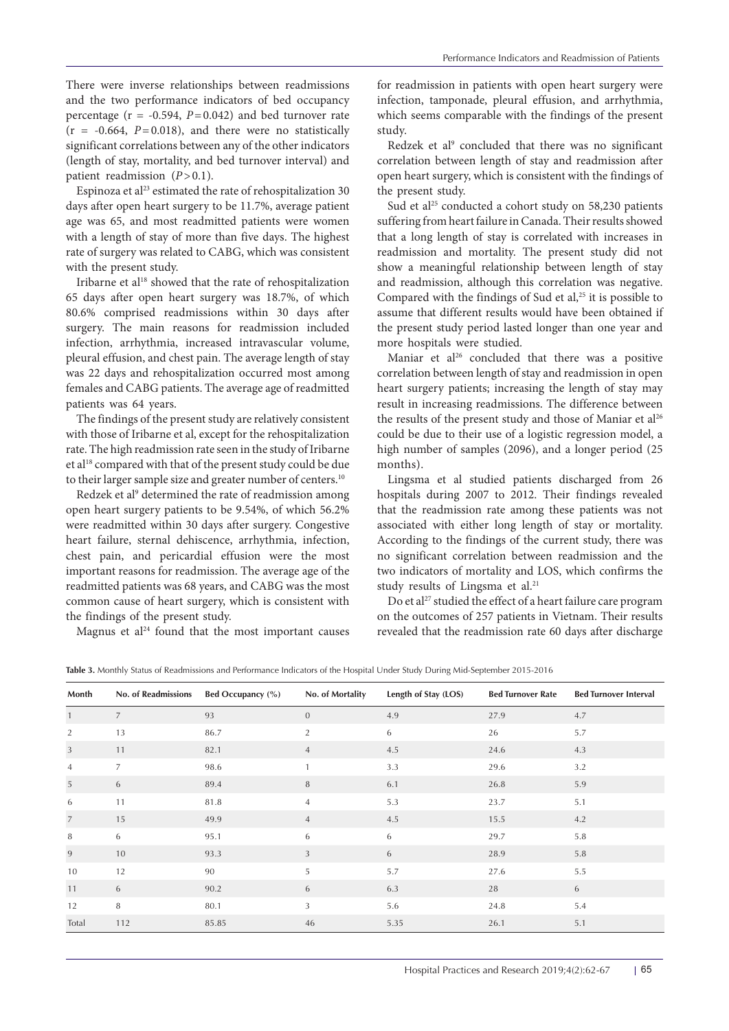There were inverse relationships between readmissions and the two performance indicators of bed occupancy percentage (r = -0.594, $P = 0.042$) and bed turnover rate (r = -0.664, $P = 0.018$), and there were no statistically significant correlations between any of the other indicators (length of stay, mortality, and bed turnover interval) and patient readmission ($P > 0.1$).

Espinoza et al[23] estimated the rate of rehospitalization 30 days after open heart surgery to be 11.7%, average patient age was 65, and most readmitted patients were women with a length of stay of more than five days. The highest rate of surgery was related to CABG, which was consistent with the present study.

Iribarne et al[18] showed that the rate of rehospitalization 65 days after open heart surgery was 18.7%, of which 80.6% comprised readmissions within 30 days after surgery. The main reasons for readmission included infection, arrhythmia, increased intravascular volume, pleural effusion, and chest pain. The average length of stay was 22 days and rehospitalization occurred most among females and CABG patients. The average age of readmitted patients was 64 years.

The findings of the present study are relatively consistent with those of Iribarne et al, except for the rehospitalization rate. The high readmission rate seen in the study of Iribarne et al[18] compared with that of the present study could be due to their larger sample size and greater number of centers.[10]

Redzek et al[9] determined the rate of readmission among open heart surgery patients to be 9.54%, of which 56.2% were readmitted within 30 days after surgery. Congestive heart failure, sternal dehiscence, arrhythmia, infection, chest pain, and pericardial effusion were the most important reasons for readmission. The average age of the readmitted patients was 68 years, and CABG was the most common cause of heart surgery, which is consistent with the findings of the present study.

Magnus et al[24] found that the most important causes for readmission in patients with open heart surgery were infection, tamponade, pleural effusion, and arrhythmia, which seems comparable with the findings of the present study.

Redzek et al[9] concluded that there was no significant correlation between length of stay and readmission after open heart surgery, which is consistent with the findings of the present study.

Sud et al[25] conducted a cohort study on 58,230 patients suffering from heart failure in Canada. Their results showed that a long length of stay is correlated with increases in readmission and mortality. The present study did not show a meaningful relationship between length of stay and readmission, although this correlation was negative. Compared with the findings of Sud et al,[25] it is possible to assume that different results would have been obtained if the present study period lasted longer than one year and more hospitals were studied.

Maniar et al[26] concluded that there was a positive correlation between length of stay and readmission in open heart surgery patients; increasing the length of stay may result in increasing readmissions. The difference between the results of the present study and those of Maniar et al[26] could be due to their use of a logistic regression model, a high number of samples (2096), and a longer period (25 months).

Lingsma et al studied patients discharged from 26 hospitals during 2007 to 2012. Their findings revealed that the readmission rate among these patients was not associated with either long length of stay or mortality. According to the findings of the current study, there was no significant correlation between readmission and the two indicators of mortality and LOS, which confirms the study results of Lingsma et al.[21]

Do et al[27] studied the effect of a heart failure care program on the outcomes of 257 patients in Vietnam. Their results revealed that the readmission rate 60 days after discharge

**Table 3.** Monthly Status of Readmissions and Performance Indicators of the Hospital Under Study During Mid-September 2015-2016

| Month | No. of Readmissions | Bed Occupancy (%) | No. of Mortality | Length of Stay (LOS) | Bed Turnover Rate | Bed Turnover Interval |
|---|---|---|---|---|---|---|
| 1 | 7 | 93 | 0 | 4.9 | 27.9 | 4.7 |
| 2 | 13 | 86.7 | 2 | 6 | 26 | 5.7 |
| 3 | 11 | 82.1 | 4 | 4.5 | 24.6 | 4.3 |
| 4 | 7 | 98.6 | 1 | 3.3 | 29.6 | 3.2 |
| 5 | 6 | 89.4 | 8 | 6.1 | 26.8 | 5.9 |
| 6 | 11 | 81.8 | 4 | 5.3 | 23.7 | 5.1 |
| 7 | 15 | 49.9 | 4 | 4.5 | 15.5 | 4.2 |
| 8 | 6 | 95.1 | 6 | 6 | 29.7 | 5.8 |
| 9 | 10 | 93.3 | 3 | 6 | 28.9 | 5.8 |
| 10 | 12 | 90 | 5 | 5.7 | 27.6 | 5.5 |
| 11 | 6 | 90.2 | 6 | 6.3 | 28 | 6 |
| 12 | 8 | 80.1 | 3 | 5.6 | 24.8 | 5.4 |
| Total | 112 | 85.85 | 46 | 5.35 | 26.1 | 5.1 |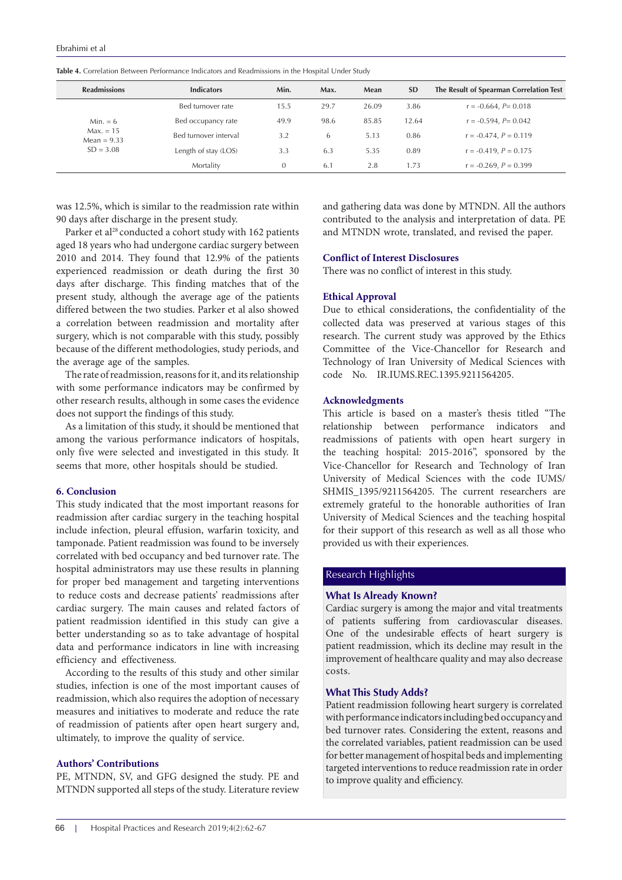**Table 4.** Correlation Between Performance Indicators and Readmissions in the Hospital Under Study

| Readmissions | Indicators | Min. | Max. | Mean | SD | The Result of Spearman Correlation Test |
|---|---|---|---|---|---|---|
| Min. = 6 Max. = 15 Mean = 9.33 SD = 3.08 | Bed turnover rate | 15.5 | 29.7 | 26.09 | 3.86 | r = -0.664, $P$= 0.018 |
| | Bed occupancy rate | 49.9 | 98.6 | 85.85 | 12.64 | r = -0.594, $P$= 0.042 |
| | Bed turnover interval | 3.2 | 6 | 5.13 | 0.86 | r = -0.474, $P$ = 0.119 |
| | Length of stay (LOS) | 3.3 | 6.3 | 5.35 | 0.89 | r = -0.419, $P$ = 0.175 |
| | Mortality | 0 | 6.1 | 2.8 | 1.73 | r = -0.269, $P$ = 0.399 |

was 12.5%, which is similar to the readmission rate within 90 days after discharge in the present study.

Parker et al[28] conducted a cohort study with 162 patients aged 18 years who had undergone cardiac surgery between 2010 and 2014. They found that 12.9% of the patients experienced readmission or death during the first 30 days after discharge. This finding matches that of the present study, although the average age of the patients differed between the two studies. Parker et al also showed a correlation between readmission and mortality after surgery, which is not comparable with this study, possibly because of the different methodologies, study periods, and the average age of the samples.

The rate of readmission, reasons for it, and its relationship with some performance indicators may be confirmed by other research results, although in some cases the evidence does not support the findings of this study.

As a limitation of this study, it should be mentioned that among the various performance indicators of hospitals, only five were selected and investigated in this study. It seems that more, other hospitals should be studied.

## 6. Conclusion

This study indicated that the most important reasons for readmission after cardiac surgery in the teaching hospital include infection, pleural effusion, warfarin toxicity, and tamponade. Patient readmission was found to be inversely correlated with bed occupancy and bed turnover rate. The hospital administrators may use these results in planning for proper bed management and targeting interventions to reduce costs and decrease patients' readmissions after cardiac surgery. The main causes and related factors of patient readmission identified in this study can give a better understanding so as to take advantage of hospital data and performance indicators in line with increasing efficiency and effectiveness.

According to the results of this study and other similar studies, infection is one of the most important causes of readmission, which also requires the adoption of necessary measures and initiatives to moderate and reduce the rate of readmission of patients after open heart surgery and, ultimately, to improve the quality of service.

## Authors' Contributions

PE, MTNDN, SV, and GFG designed the study. PE and MTNDN supported all steps of the study. Literature review and gathering data was done by MTNDN. All the authors contributed to the analysis and interpretation of data. PE and MTNDN wrote, translated, and revised the paper.

## Conflict of Interest Disclosures

There was no conflict of interest in this study.

## Ethical Approval

Due to ethical considerations, the confidentiality of the collected data was preserved at various stages of this research. The current study was approved by the Ethics Committee of the Vice-Chancellor for Research and Technology of Iran University of Medical Sciences with code No. IR.IUMS.REC.1395.9211564205.

## Acknowledgments

This article is based on a master's thesis titled "The relationship between performance indicators and readmissions of patients with open heart surgery in the teaching hospital: 2015-2016", sponsored by the Vice-Chancellor for Research and Technology of Iran University of Medical Sciences with the code IUMS/SHMIS_1395/9211564205. The current researchers are extremely grateful to the honorable authorities of Iran University of Medical Sciences and the teaching hospital for their support of this research as well as all those who provided us with their experiences.

## Research Highlights

### What Is Already Known?

Cardiac surgery is among the major and vital treatments of patients suffering from cardiovascular diseases. One of the undesirable effects of heart surgery is patient readmission, which its decline may result in the improvement of healthcare quality and may also decrease costs.

### What This Study Adds?

Patient readmission following heart surgery is correlated with performance indicators including bed occupancy and bed turnover rates. Considering the extent, reasons and the correlated variables, patient readmission can be used for better management of hospital beds and implementing targeted interventions to reduce readmission rate in order to improve quality and efficiency.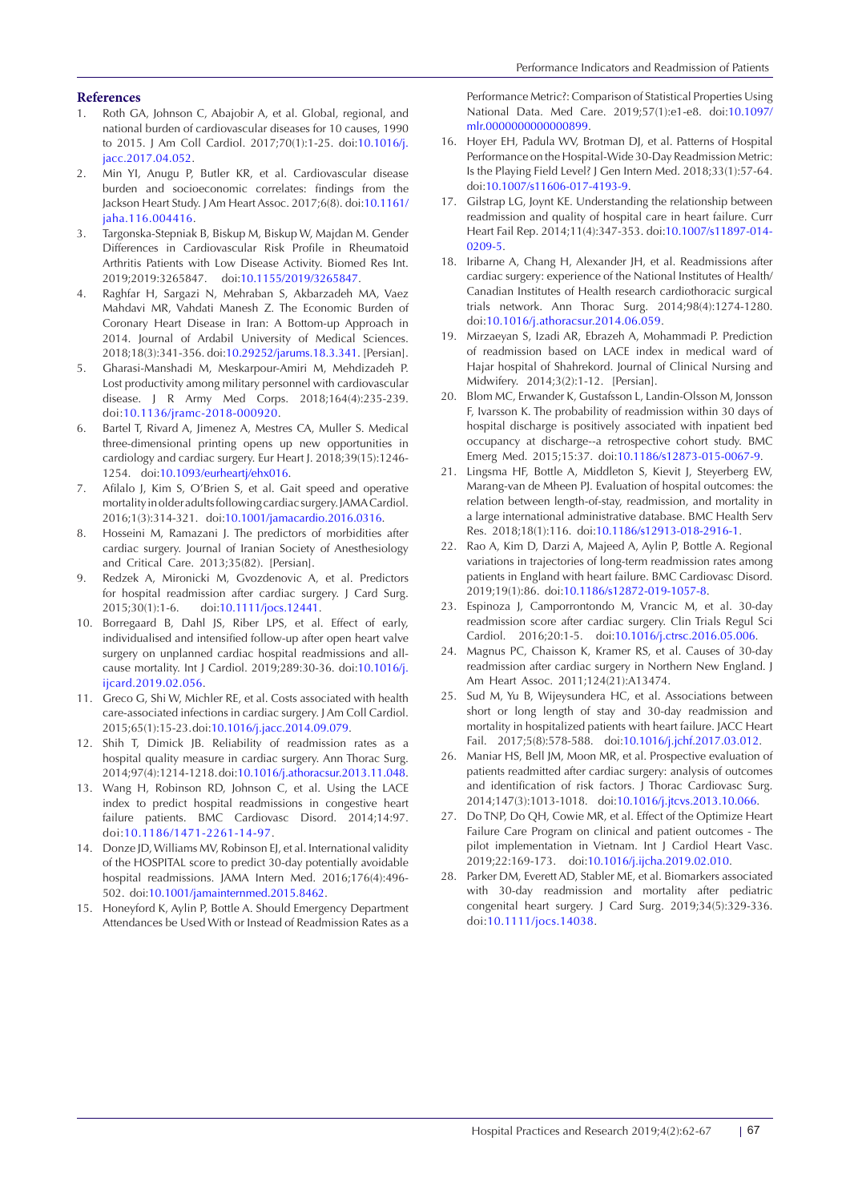## References

1. Roth GA, Johnson C, Abajobir A, et al. Global, regional, and national burden of cardiovascular diseases for 10 causes, 1990 to 2015. J Am Coll Cardiol. 2017;70(1):1-25. doi:10.1016/j.jacc.2017.04.052.
2. Min YI, Anugu P, Butler KR, et al. Cardiovascular disease burden and socioeconomic correlates: findings from the Jackson Heart Study. J Am Heart Assoc. 2017;6(8). doi:10.1161/jaha.116.004416.
3. Targonska-Stepniak B, Biskup M, Biskup W, Majdan M. Gender Differences in Cardiovascular Risk Profile in Rheumatoid Arthritis Patients with Low Disease Activity. Biomed Res Int. 2019;2019:3265847. doi:10.1155/2019/3265847.
4. Raghfar H, Sargazi N, Mehraban S, Akbarzadeh MA, Vaez Mahdavi MR, Vahdati Manesh Z. The Economic Burden of Coronary Heart Disease in Iran: A Bottom-up Approach in 2014. Journal of Ardabil University of Medical Sciences. 2018;18(3):341-356. doi:10.29252/jarums.18.3.341. [Persian].
5. Gharasi-Manshadi M, Meskarpour-Amiri M, Mehdizadeh P. Lost productivity among military personnel with cardiovascular disease. J R Army Med Corps. 2018;164(4):235-239. doi:10.1136/jramc-2018-000920.
6. Bartel T, Rivard A, Jimenez A, Mestres CA, Muller S. Medical three-dimensional printing opens up new opportunities in cardiology and cardiac surgery. Eur Heart J. 2018;39(15):1246-1254. doi:10.1093/eurheartj/ehx016.
7. Afilalo J, Kim S, O'Brien S, et al. Gait speed and operative mortality in older adults following cardiac surgery. JAMA Cardiol. 2016;1(3):314-321. doi:10.1001/jamacardio.2016.0316.
8. Hosseini M, Ramazani J. The predictors of morbidities after cardiac surgery. Journal of Iranian Society of Anesthesiology and Critical Care. 2013;35(82). [Persian].
9. Redzek A, Mironicki M, Gvozdenovic A, et al. Predictors for hospital readmission after cardiac surgery. J Card Surg. 2015;30(1):1-6. doi:10.1111/jocs.12441.
10. Borregaard B, Dahl JS, Riber LPS, et al. Effect of early, individualised and intensified follow-up after open heart valve surgery on unplanned cardiac hospital readmissions and all-cause mortality. Int J Cardiol. 2019;289:30-36. doi:10.1016/j.ijcard.2019.02.056.
11. Greco G, Shi W, Michler RE, et al. Costs associated with health care-associated infections in cardiac surgery. J Am Coll Cardiol. 2015;65(1):15-23. doi:10.1016/j.jacc.2014.09.079.
12. Shih T, Dimick JB. Reliability of readmission rates as a hospital quality measure in cardiac surgery. Ann Thorac Surg. 2014;97(4):1214-1218. doi:10.1016/j.athoracsur.2013.11.048.
13. Wang H, Robinson RD, Johnson C, et al. Using the LACE index to predict hospital readmissions in congestive heart failure patients. BMC Cardiovasc Disord. 2014;14:97. doi:10.1186/1471-2261-14-97.
14. Donze JD, Williams MV, Robinson EJ, et al. International validity of the HOSPITAL score to predict 30-day potentially avoidable hospital readmissions. JAMA Intern Med. 2016;176(4):496-502. doi:10.1001/jamainternmed.2015.8462.
15. Honeyford K, Aylin P, Bottle A. Should Emergency Department Attendances be Used With or Instead of Readmission Rates as a Performance Metric?: Comparison of Statistical Properties Using National Data. Med Care. 2019;57(1):e1-e8. doi:10.1097/mlr.0000000000000899.
16. Hoyer EH, Padula WV, Brotman DJ, et al. Patterns of Hospital Performance on the Hospital-Wide 30-Day Readmission Metric: Is the Playing Field Level? J Gen Intern Med. 2018;33(1):57-64. doi:10.1007/s11606-017-4193-9.
17. Gilstrap LG, Joynt KE. Understanding the relationship between readmission and quality of hospital care in heart failure. Curr Heart Fail Rep. 2014;11(4):347-353. doi:10.1007/s11897-014-0209-5.
18. Iribarne A, Chang H, Alexander JH, et al. Readmissions after cardiac surgery: experience of the National Institutes of Health/Canadian Institutes of Health research cardiothoracic surgical trials network. Ann Thorac Surg. 2014;98(4):1274-1280. doi:10.1016/j.athoracsur.2014.06.059.
19. Mirzaeyan S, Izadi AR, Ebrazeh A, Mohammadi P. Prediction of readmission based on LACE index in medical ward of Hajar hospital of Shahrekord. Journal of Clinical Nursing and Midwifery. 2014;3(2):1-12. [Persian].
20. Blom MC, Erwander K, Gustafsson L, Landin-Olsson M, Jonsson F, Ivarsson K. The probability of readmission within 30 days of hospital discharge is positively associated with inpatient bed occupancy at discharge--a retrospective cohort study. BMC Emerg Med. 2015;15:37. doi:10.1186/s12873-015-0067-9.
21. Lingsma HF, Bottle A, Middleton S, Kievit J, Steyerberg EW, Marang-van de Mheen PJ. Evaluation of hospital outcomes: the relation between length-of-stay, readmission, and mortality in a large international administrative database. BMC Health Serv Res. 2018;18(1):116. doi:10.1186/s12913-018-2916-1.
22. Rao A, Kim D, Darzi A, Majeed A, Aylin P, Bottle A. Regional variations in trajectories of long-term readmission rates among patients in England with heart failure. BMC Cardiovasc Disord. 2019;19(1):86. doi:10.1186/s12872-019-1057-8.
23. Espinoza J, Camporrontondo M, Vrancic M, et al. 30-day readmission score after cardiac surgery. Clin Trials Regul Sci Cardiol. 2016;20:1-5. doi:10.1016/j.ctrsc.2016.05.006.
24. Magnus PC, Chaisson K, Kramer RS, et al. Causes of 30-day readmission after cardiac surgery in Northern New England. J Am Heart Assoc. 2011;124(21):A13474.
25. Sud M, Yu B, Wijeysundera HC, et al. Associations between short or long length of stay and 30-day readmission and mortality in hospitalized patients with heart failure. JACC Heart Fail. 2017;5(8):578-588. doi:10.1016/j.jchf.2017.03.012.
26. Maniar HS, Bell JM, Moon MR, et al. Prospective evaluation of patients readmitted after cardiac surgery: analysis of outcomes and identification of risk factors. J Thorac Cardiovasc Surg. 2014;147(3):1013-1018. doi:10.1016/j.jtcvs.2013.10.066.
27. Do TNP, Do QH, Cowie MR, et al. Effect of the Optimize Heart Failure Care Program on clinical and patient outcomes - The pilot implementation in Vietnam. Int J Cardiol Heart Vasc. 2019;22:169-173. doi:10.1016/j.ijcha.2019.02.010.
28. Parker DM, Everett AD, Stabler ME, et al. Biomarkers associated with 30-day readmission and mortality after pediatric congenital heart surgery. J Card Surg. 2019;34(5):329-336. doi:10.1111/jocs.14038.